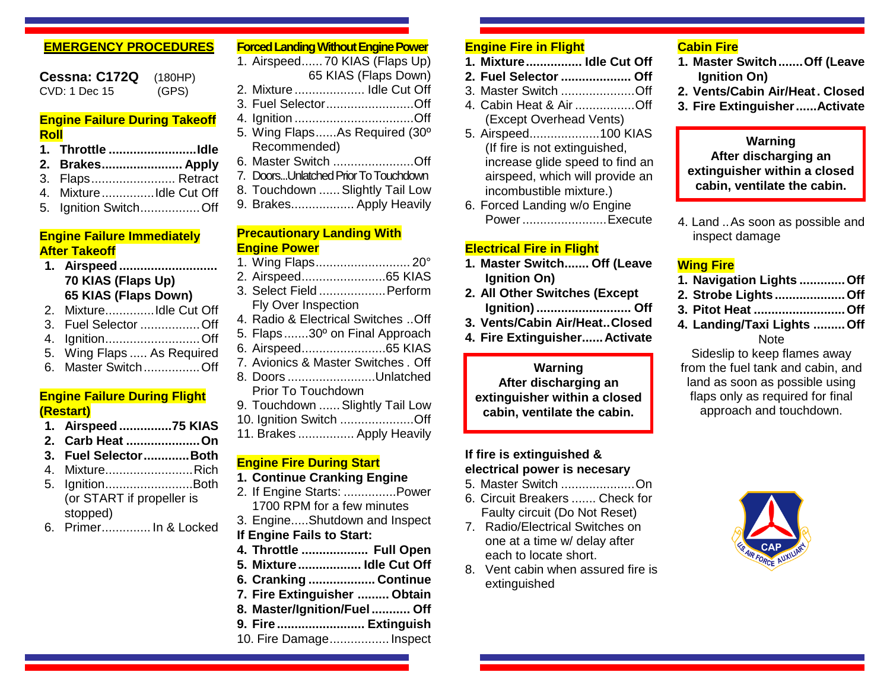# EMERGENCY PROCEDURES

**Cessna: C172Q** (180HP)
CVD: 1 Dec 15 (GPS)

## Engine Failure During Takeoff Roll

1. **Throttle .........................Idle**
2. **Brakes....................... Apply**
3. Flaps........................ Retract
4. Mixture...............Idle Cut Off
5. Ignition Switch.................Off

## Engine Failure Immediately After Takeoff

1. **Airspeed ...........................**
   **70 KIAS (Flaps Up)**
   **65 KIAS (Flaps Down)**
2. Mixture.............Idle Cut Off
3. Fuel Selector .................Off
4. Ignition..........................Off
5. Wing Flaps ..... As Required
6. Master Switch................Off

## Engine Failure During Flight (Restart)

1. **Airspeed ...............75 KIAS**
2. **Carb Heat .....................On**
3. **Fuel Selector.............Both**
4. Mixture.........................Rich
5. Ignition.........................Both (or START if propeller is stopped)
6. Primer............. In & Locked

## Forced Landing Without Engine Power

1. Airspeed...... 70 KIAS (Flaps Up)
   65 KIAS (Flaps Down)
2. Mixture .................... Idle Cut Off
3. Fuel Selector.........................Off
4. Ignition ..................................Off
5. Wing Flaps......As Required (30º Recommended)
6. Master Switch .......................Off
7. Doors...Unlatched Prior To Touchdown
8. Touchdown ...... Slightly Tail Low
9. Brakes.................. Apply Heavily

## Precautionary Landing With Engine Power

1. Wing Flaps........................... 20°
2. Airspeed.......................65 KIAS
3. Select Field ...................Perform Fly Over Inspection
4. Radio & Electrical Switches ..Off
5. Flaps.......30º on Final Approach
6. Airspeed.......................65 KIAS
7. Avionics & Master Switches . Off
8. Doors .........................Unlatched Prior To Touchdown
9. Touchdown ...... Slightly Tail Low
10. Ignition Switch .....................Off
11. Brakes ................ Apply Heavily

## Engine Fire During Start

1. **Continue Cranking Engine**
2. If Engine Starts: ...............Power 1700 RPM for a few minutes
3. Engine.....Shutdown and Inspect

**If Engine Fails to Start:**

4. **Throttle .................. Full Open**
5. **Mixture .................. Idle Cut Off**
6. **Cranking ................... Continue**
7. **Fire Extinguisher ......... Obtain**
8. **Master/Ignition/Fuel ........... Off**
9. **Fire ......................... Extinguish**
10. Fire Damage................. Inspect

## Engine Fire in Flight

1. **Mixture ................ Idle Cut Off**
2. **Fuel Selector .................... Off**
3. Master Switch .....................Off
4. Cabin Heat & Air .................Off (Except Overhead Vents)
5. Airspeed....................100 KIAS (If fire is not extinguished, increase glide speed to find an airspeed, which will provide an incombustible mixture.)
6. Forced Landing w/o Engine Power ........................Execute

## Electrical Fire in Flight

1. **Master Switch....... Off (Leave Ignition On)**
2. **All Other Switches (Except Ignition) ........................... Off**
3. **Vents/Cabin Air/Heat..Closed**
4. **Fire Extinguisher...... Activate**

> **Warning**
> **After discharging an extinguisher within a closed cabin, ventilate the cabin.**

**If fire is extinguished & electrical power is necesary**

5. Master Switch .....................On
6. Circuit Breakers ....... Check for Faulty circuit (Do Not Reset)
7. Radio/Electrical Switches on one at a time w/ delay after each to locate short.
8. Vent cabin when assured fire is extinguished

## Cabin Fire

1. **Master Switch.......Off (Leave Ignition On)**
2. **Vents/Cabin Air/Heat. Closed**
3. **Fire Extinguisher......Activate**

> **Warning**
> **After discharging an extinguisher within a closed cabin, ventilate the cabin.**

4. Land ..As soon as possible and inspect damage

## Wing Fire

1. **Navigation Lights .............Off**
2. **Strobe Lights....................Off**
3. **Pitot Heat ..........................Off**
4. **Landing/Taxi Lights .........Off**

Note

Sideslip to keep flames away from the fuel tank and cabin, and land as soon as possible using flaps only as required for final approach and touchdown.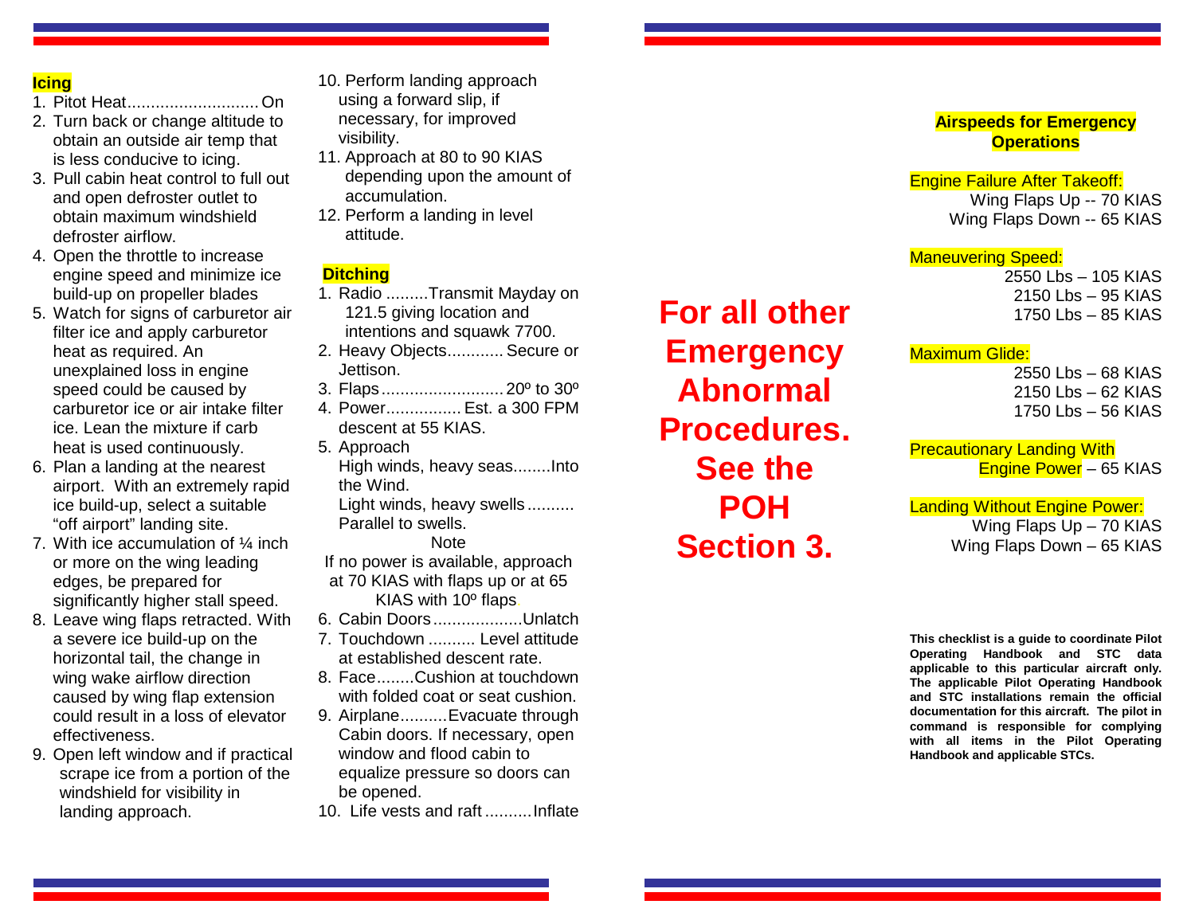## Icing

1. Pitot Heat............................On
2. Turn back or change altitude to obtain an outside air temp that is less conducive to icing.
3. Pull cabin heat control to full out and open defroster outlet to obtain maximum windshield defroster airflow.
4. Open the throttle to increase engine speed and minimize ice build-up on propeller blades
5. Watch for signs of carburetor air filter ice and apply carburetor heat as required. An unexplained loss in engine speed could be caused by carburetor ice or air intake filter ice. Lean the mixture if carb heat is used continuously.
6. Plan a landing at the nearest airport. With an extremely rapid ice build-up, select a suitable “off airport” landing site.
7. With ice accumulation of ¼ inch or more on the wing leading edges, be prepared for significantly higher stall speed.
8. Leave wing flaps retracted. With a severe ice build-up on the horizontal tail, the change in wing wake airflow direction caused by wing flap extension could result in a loss of elevator effectiveness.
9. Open left window and if practical scrape ice from a portion of the windshield for visibility in landing approach.
10. Perform landing approach using a forward slip, if necessary, for improved visibility.
11. Approach at 80 to 90 KIAS depending upon the amount of accumulation.
12. Perform a landing in level attitude.

## Ditching

1. Radio .........Transmit Mayday on 121.5 giving location and intentions and squawk 7700.
2. Heavy Objects............Secure or Jettison.
3. Flaps..........................20º to 30º
4. Power................Est. a 300 FPM descent at 55 KIAS.
5. Approach
   High winds, heavy seas........Into the Wind.
   Light winds, heavy swells..........Parallel to swells.

Note

If no power is available, approach at 70 KIAS with flaps up or at 65 KIAS with 10º flaps.

6. Cabin Doors...................Unlatch
7. Touchdown .......... Level attitude at established descent rate.
8. Face........Cushion at touchdown with folded coat or seat cushion.
9. Airplane..........Evacuate through Cabin doors. If necessary, open window and flood cabin to equalize pressure so doors can be opened.
10. Life vests and raft..........Inflate

**For all other Emergency Abnormal Procedures. See the POH Section 3.**

## Airspeeds for Emergency Operations

**Engine Failure After Takeoff:**
Wing Flaps Up -- 70 KIAS
Wing Flaps Down -- 65 KIAS

**Maneuvering Speed:**
2550 Lbs – 105 KIAS
2150 Lbs – 95 KIAS
1750 Lbs – 85 KIAS

**Maximum Glide:**
2550 Lbs – 68 KIAS
2150 Lbs – 62 KIAS
1750 Lbs – 56 KIAS

**Precautionary Landing With Engine Power** – 65 KIAS

**Landing Without Engine Power:**
Wing Flaps Up – 70 KIAS
Wing Flaps Down – 65 KIAS

**This checklist is a guide to coordinate Pilot Operating Handbook and STC data applicable to this particular aircraft only. The applicable Pilot Operating Handbook and STC installations remain the official documentation for this aircraft. The pilot in command is responsible for complying with all items in the Pilot Operating Handbook and applicable STCs.**